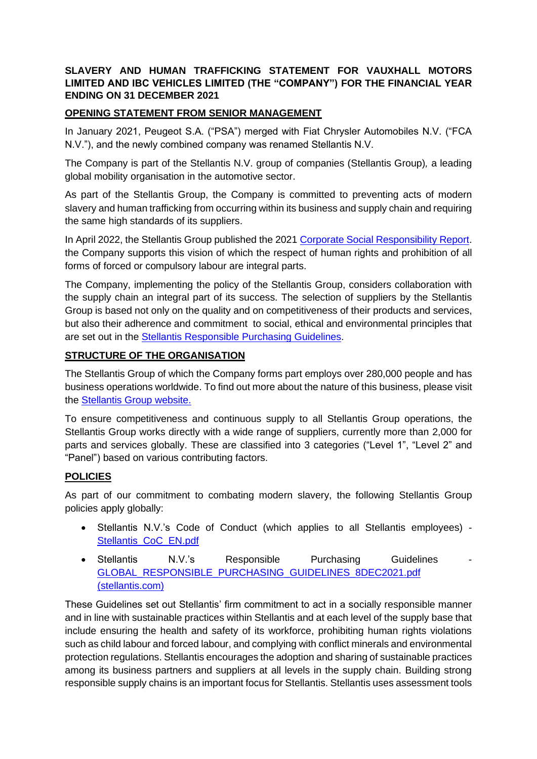**SLAVERY AND HUMAN TRAFFICKING STATEMENT FOR VAUXHALL MOTORS LIMITED AND IBC VEHICLES LIMITED (THE "COMPANY") FOR THE FINANCIAL YEAR ENDING ON 31 DECEMBER 2021**

## OPENING STATEMENT FROM SENIOR MANAGEMENT

In January 2021, Peugeot S.A. ("PSA") merged with Fiat Chrysler Automobiles N.V. ("FCA N.V."), and the newly combined company was renamed Stellantis N.V.

The Company is part of the Stellantis N.V. group of companies (Stellantis Group), a leading global mobility organisation in the automotive sector.

As part of the Stellantis Group, the Company is committed to preventing acts of modern slavery and human trafficking from occurring within its business and supply chain and requiring the same high standards of its suppliers.

In April 2022, the Stellantis Group published the 2021 Corporate Social Responsibility Report. the Company supports this vision of which the respect of human rights and prohibition of all forms of forced or compulsory labour are integral parts.

The Company, implementing the policy of the Stellantis Group, considers collaboration with the supply chain an integral part of its success. The selection of suppliers by the Stellantis Group is based not only on the quality and on competitiveness of their products and services, but also their adherence and commitment to social, ethical and environmental principles that are set out in the Stellantis Responsible Purchasing Guidelines.

## STRUCTURE OF THE ORGANISATION

The Stellantis Group of which the Company forms part employs over 280,000 people and has business operations worldwide. To find out more about the nature of this business, please visit the Stellantis Group website.

To ensure competitiveness and continuous supply to all Stellantis Group operations, the Stellantis Group works directly with a wide range of suppliers, currently more than 2,000 for parts and services globally. These are classified into 3 categories ("Level 1", "Level 2" and "Panel") based on various contributing factors.

## POLICIES

As part of our commitment to combating modern slavery, the following Stellantis Group policies apply globally:

- Stellantis N.V.'s Code of Conduct (which applies to all Stellantis employees) - Stellantis_CoC_EN.pdf
- Stellantis N.V.'s Responsible Purchasing Guidelines - GLOBAL_RESPONSIBLE_PURCHASING_GUIDELINES_8DEC2021.pdf (stellantis.com)

These Guidelines set out Stellantis' firm commitment to act in a socially responsible manner and in line with sustainable practices within Stellantis and at each level of the supply base that include ensuring the health and safety of its workforce, prohibiting human rights violations such as child labour and forced labour, and complying with conflict minerals and environmental protection regulations. Stellantis encourages the adoption and sharing of sustainable practices among its business partners and suppliers at all levels in the supply chain. Building strong responsible supply chains is an important focus for Stellantis. Stellantis uses assessment tools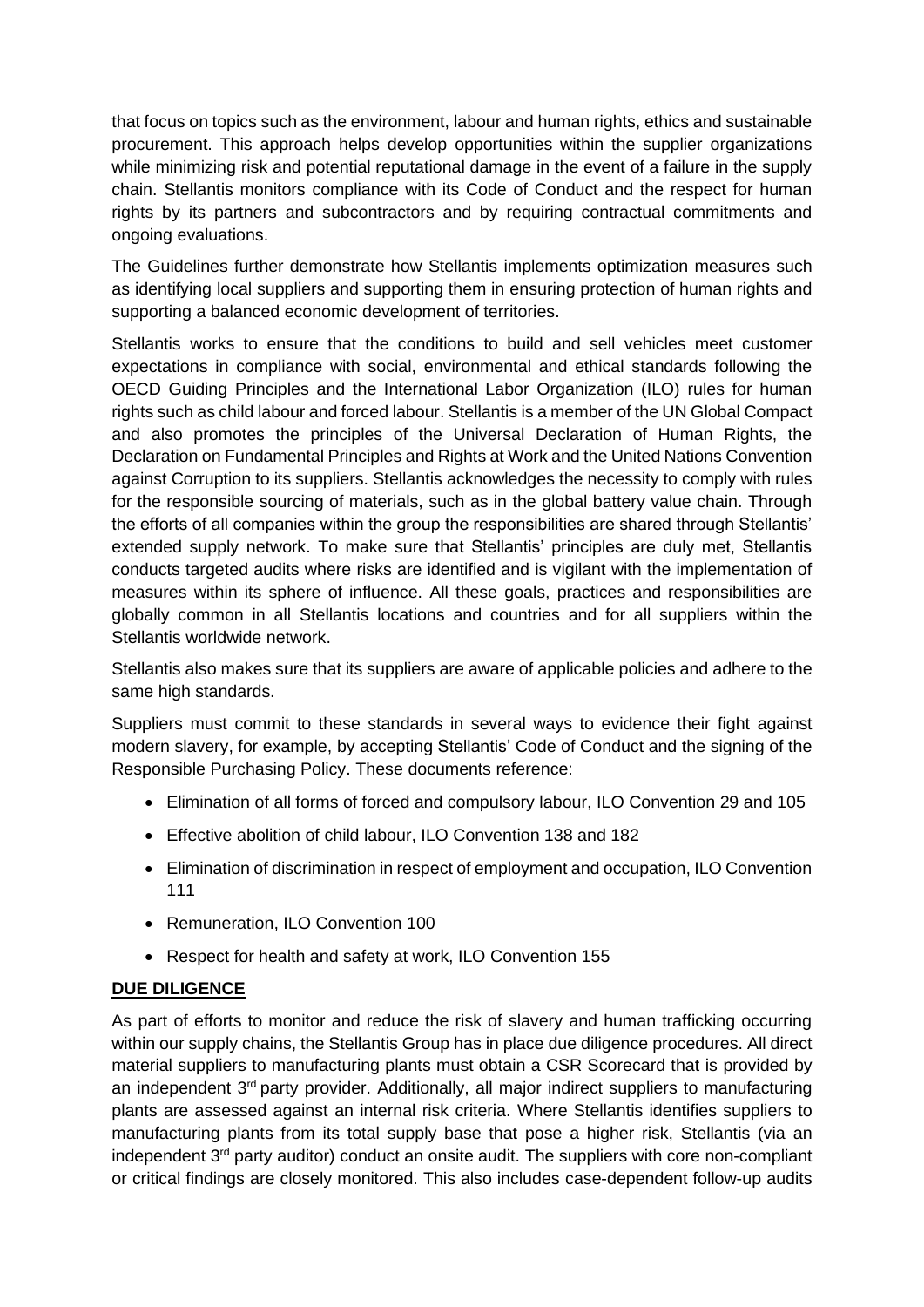that focus on topics such as the environment, labour and human rights, ethics and sustainable procurement. This approach helps develop opportunities within the supplier organizations while minimizing risk and potential reputational damage in the event of a failure in the supply chain. Stellantis monitors compliance with its Code of Conduct and the respect for human rights by its partners and subcontractors and by requiring contractual commitments and ongoing evaluations.

The Guidelines further demonstrate how Stellantis implements optimization measures such as identifying local suppliers and supporting them in ensuring protection of human rights and supporting a balanced economic development of territories.

Stellantis works to ensure that the conditions to build and sell vehicles meet customer expectations in compliance with social, environmental and ethical standards following the OECD Guiding Principles and the International Labor Organization (ILO) rules for human rights such as child labour and forced labour. Stellantis is a member of the UN Global Compact and also promotes the principles of the Universal Declaration of Human Rights, the Declaration on Fundamental Principles and Rights at Work and the United Nations Convention against Corruption to its suppliers. Stellantis acknowledges the necessity to comply with rules for the responsible sourcing of materials, such as in the global battery value chain. Through the efforts of all companies within the group the responsibilities are shared through Stellantis' extended supply network. To make sure that Stellantis' principles are duly met, Stellantis conducts targeted audits where risks are identified and is vigilant with the implementation of measures within its sphere of influence. All these goals, practices and responsibilities are globally common in all Stellantis locations and countries and for all suppliers within the Stellantis worldwide network.

Stellantis also makes sure that its suppliers are aware of applicable policies and adhere to the same high standards.

Suppliers must commit to these standards in several ways to evidence their fight against modern slavery, for example, by accepting Stellantis' Code of Conduct and the signing of the Responsible Purchasing Policy. These documents reference:

- Elimination of all forms of forced and compulsory labour, ILO Convention 29 and 105
- Effective abolition of child labour, ILO Convention 138 and 182
- Elimination of discrimination in respect of employment and occupation, ILO Convention 111
- Remuneration, ILO Convention 100
- Respect for health and safety at work, ILO Convention 155

## DUE DILIGENCE

As part of efforts to monitor and reduce the risk of slavery and human trafficking occurring within our supply chains, the Stellantis Group has in place due diligence procedures. All direct material suppliers to manufacturing plants must obtain a CSR Scorecard that is provided by an independent 3rd party provider. Additionally, all major indirect suppliers to manufacturing plants are assessed against an internal risk criteria. Where Stellantis identifies suppliers to manufacturing plants from its total supply base that pose a higher risk, Stellantis (via an independent 3rd party auditor) conduct an onsite audit. The suppliers with core non-compliant or critical findings are closely monitored. This also includes case-dependent follow-up audits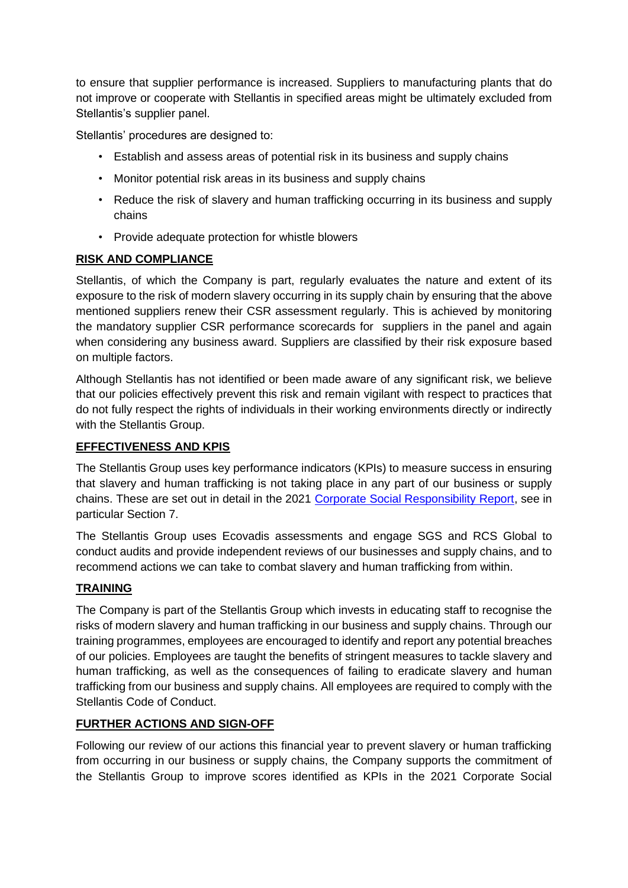to ensure that supplier performance is increased. Suppliers to manufacturing plants that do not improve or cooperate with Stellantis in specified areas might be ultimately excluded from Stellantis's supplier panel.

Stellantis' procedures are designed to:

- Establish and assess areas of potential risk in its business and supply chains
- Monitor potential risk areas in its business and supply chains
- Reduce the risk of slavery and human trafficking occurring in its business and supply chains
- Provide adequate protection for whistle blowers

## RISK AND COMPLIANCE

Stellantis, of which the Company is part, regularly evaluates the nature and extent of its exposure to the risk of modern slavery occurring in its supply chain by ensuring that the above mentioned suppliers renew their CSR assessment regularly. This is achieved by monitoring the mandatory supplier CSR performance scorecards for suppliers in the panel and again when considering any business award. Suppliers are classified by their risk exposure based on multiple factors.

Although Stellantis has not identified or been made aware of any significant risk, we believe that our policies effectively prevent this risk and remain vigilant with respect to practices that do not fully respect the rights of individuals in their working environments directly or indirectly with the Stellantis Group.

## EFFECTIVENESS AND KPIS

The Stellantis Group uses key performance indicators (KPIs) to measure success in ensuring that slavery and human trafficking is not taking place in any part of our business or supply chains. These are set out in detail in the 2021 Corporate Social Responsibility Report, see in particular Section 7.

The Stellantis Group uses Ecovadis assessments and engage SGS and RCS Global to conduct audits and provide independent reviews of our businesses and supply chains, and to recommend actions we can take to combat slavery and human trafficking from within.

## TRAINING

The Company is part of the Stellantis Group which invests in educating staff to recognise the risks of modern slavery and human trafficking in our business and supply chains. Through our training programmes, employees are encouraged to identify and report any potential breaches of our policies. Employees are taught the benefits of stringent measures to tackle slavery and human trafficking, as well as the consequences of failing to eradicate slavery and human trafficking from our business and supply chains. All employees are required to comply with the Stellantis Code of Conduct.

## FURTHER ACTIONS AND SIGN-OFF

Following our review of our actions this financial year to prevent slavery or human trafficking from occurring in our business or supply chains, the Company supports the commitment of the Stellantis Group to improve scores identified as KPIs in the 2021 Corporate Social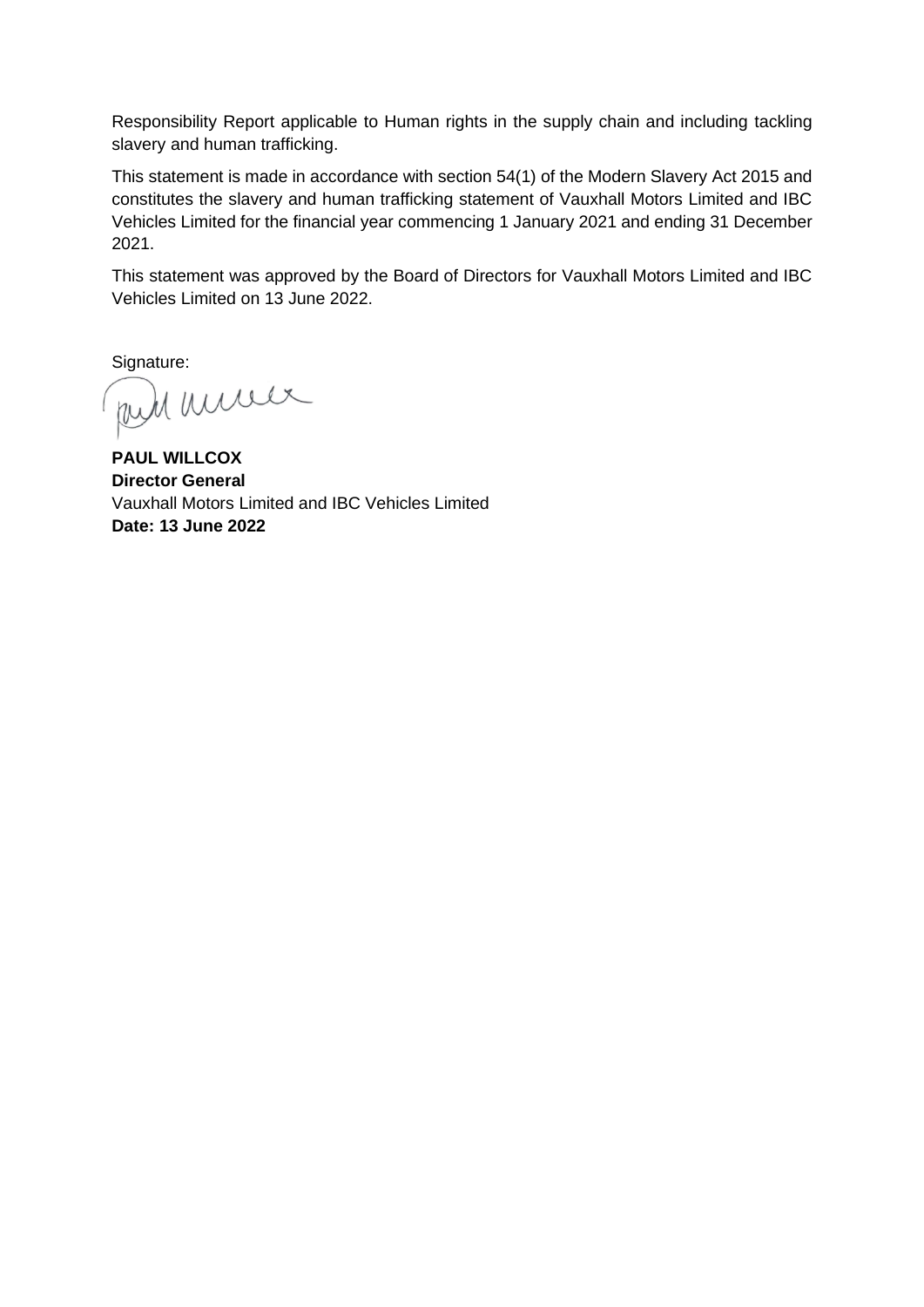Responsibility Report applicable to Human rights in the supply chain and including tackling slavery and human trafficking.

This statement is made in accordance with section 54(1) of the Modern Slavery Act 2015 and constitutes the slavery and human trafficking statement of Vauxhall Motors Limited and IBC Vehicles Limited for the financial year commencing 1 January 2021 and ending 31 December 2021.

This statement was approved by the Board of Directors for Vauxhall Motors Limited and IBC Vehicles Limited on 13 June 2022.

Signature:

**PAUL WILLCOX**
**Director General**
Vauxhall Motors Limited and IBC Vehicles Limited
**Date: 13 June 2022**